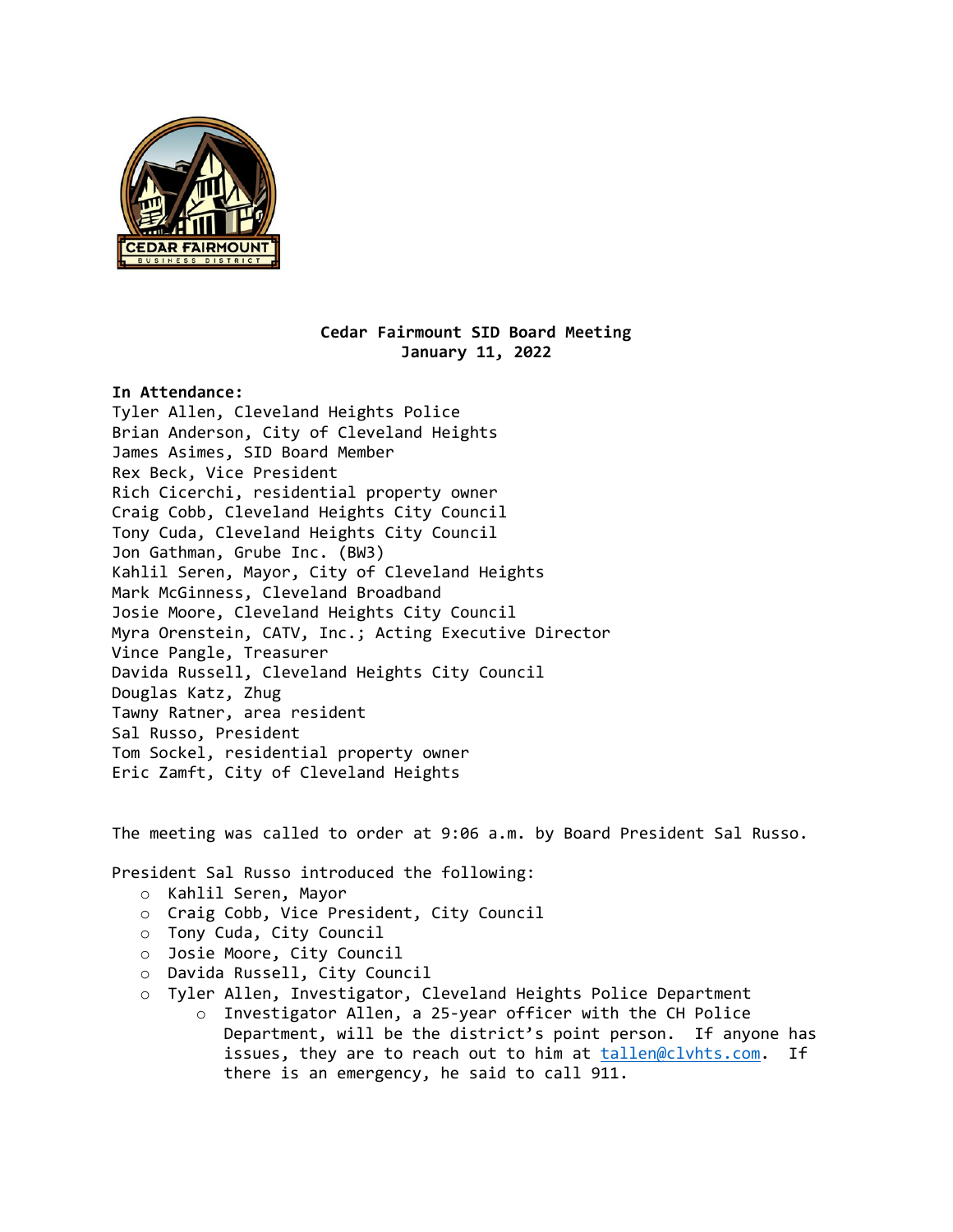**Cedar Fairmount SID Board Meeting**
**January 11, 2022**

**In Attendance:**
Tyler Allen, Cleveland Heights Police
Brian Anderson, City of Cleveland Heights
James Asimes, SID Board Member
Rex Beck, Vice President
Rich Cicerchi, residential property owner
Craig Cobb, Cleveland Heights City Council
Tony Cuda, Cleveland Heights City Council
Jon Gathman, Grube Inc. (BW3)
Kahlil Seren, Mayor, City of Cleveland Heights
Mark McGinness, Cleveland Broadband
Josie Moore, Cleveland Heights City Council
Myra Orenstein, CATV, Inc.; Acting Executive Director
Vince Pangle, Treasurer
Davida Russell, Cleveland Heights City Council
Douglas Katz, Zhug
Tawny Ratner, area resident
Sal Russo, President
Tom Sockel, residential property owner
Eric Zamft, City of Cleveland Heights

The meeting was called to order at 9:06 a.m. by Board President Sal Russo.

President Sal Russo introduced the following:

- Kahlil Seren, Mayor
- Craig Cobb, Vice President, City Council
- Tony Cuda, City Council
- Josie Moore, City Council
- Davida Russell, City Council
- Tyler Allen, Investigator, Cleveland Heights Police Department
  - Investigator Allen, a 25-year officer with the CH Police Department, will be the district's point person. If anyone has issues, they are to reach out to him at tallen@clvhts.com. If there is an emergency, he said to call 911.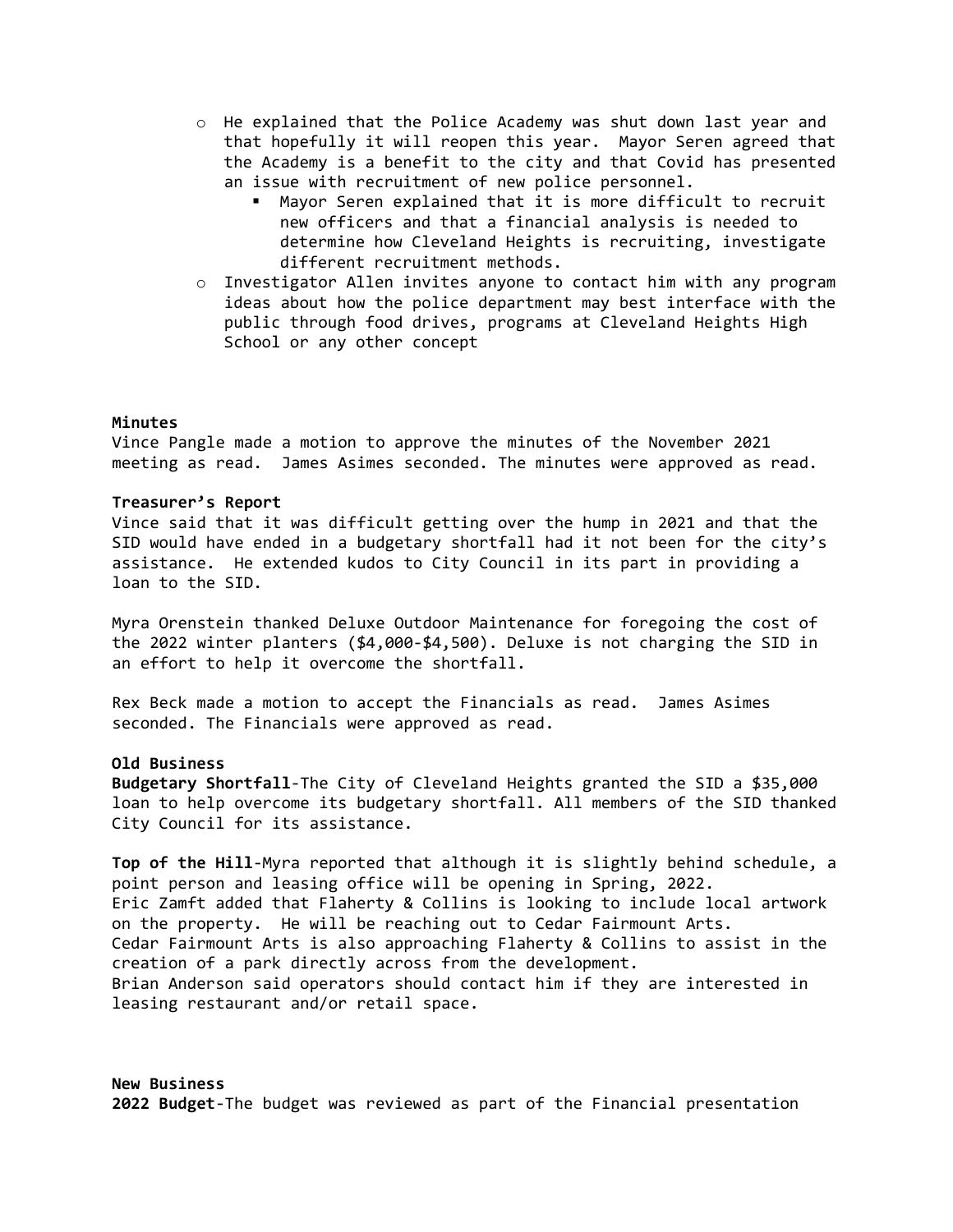- He explained that the Police Academy was shut down last year and that hopefully it will reopen this year. Mayor Seren agreed that the Academy is a benefit to the city and that Covid has presented an issue with recruitment of new police personnel.
  - Mayor Seren explained that it is more difficult to recruit new officers and that a financial analysis is needed to determine how Cleveland Heights is recruiting, investigate different recruitment methods.
- Investigator Allen invites anyone to contact him with any program ideas about how the police department may best interface with the public through food drives, programs at Cleveland Heights High School or any other concept

**Minutes**

Vince Pangle made a motion to approve the minutes of the November 2021 meeting as read. James Asimes seconded. The minutes were approved as read.

**Treasurer's Report**

Vince said that it was difficult getting over the hump in 2021 and that the SID would have ended in a budgetary shortfall had it not been for the city's assistance. He extended kudos to City Council in its part in providing a loan to the SID.

Myra Orenstein thanked Deluxe Outdoor Maintenance for foregoing the cost of the 2022 winter planters ($4,000-$4,500). Deluxe is not charging the SID in an effort to help it overcome the shortfall.

Rex Beck made a motion to accept the Financials as read. James Asimes seconded. The Financials were approved as read.

**Old Business**

**Budgetary Shortfall**-The City of Cleveland Heights granted the SID a $35,000 loan to help overcome its budgetary shortfall. All members of the SID thanked City Council for its assistance.

**Top of the Hill**-Myra reported that although it is slightly behind schedule, a point person and leasing office will be opening in Spring, 2022.
Eric Zamft added that Flaherty & Collins is looking to include local artwork on the property. He will be reaching out to Cedar Fairmount Arts.
Cedar Fairmount Arts is also approaching Flaherty & Collins to assist in the creation of a park directly across from the development.
Brian Anderson said operators should contact him if they are interested in leasing restaurant and/or retail space.

**New Business**

**2022 Budget**-The budget was reviewed as part of the Financial presentation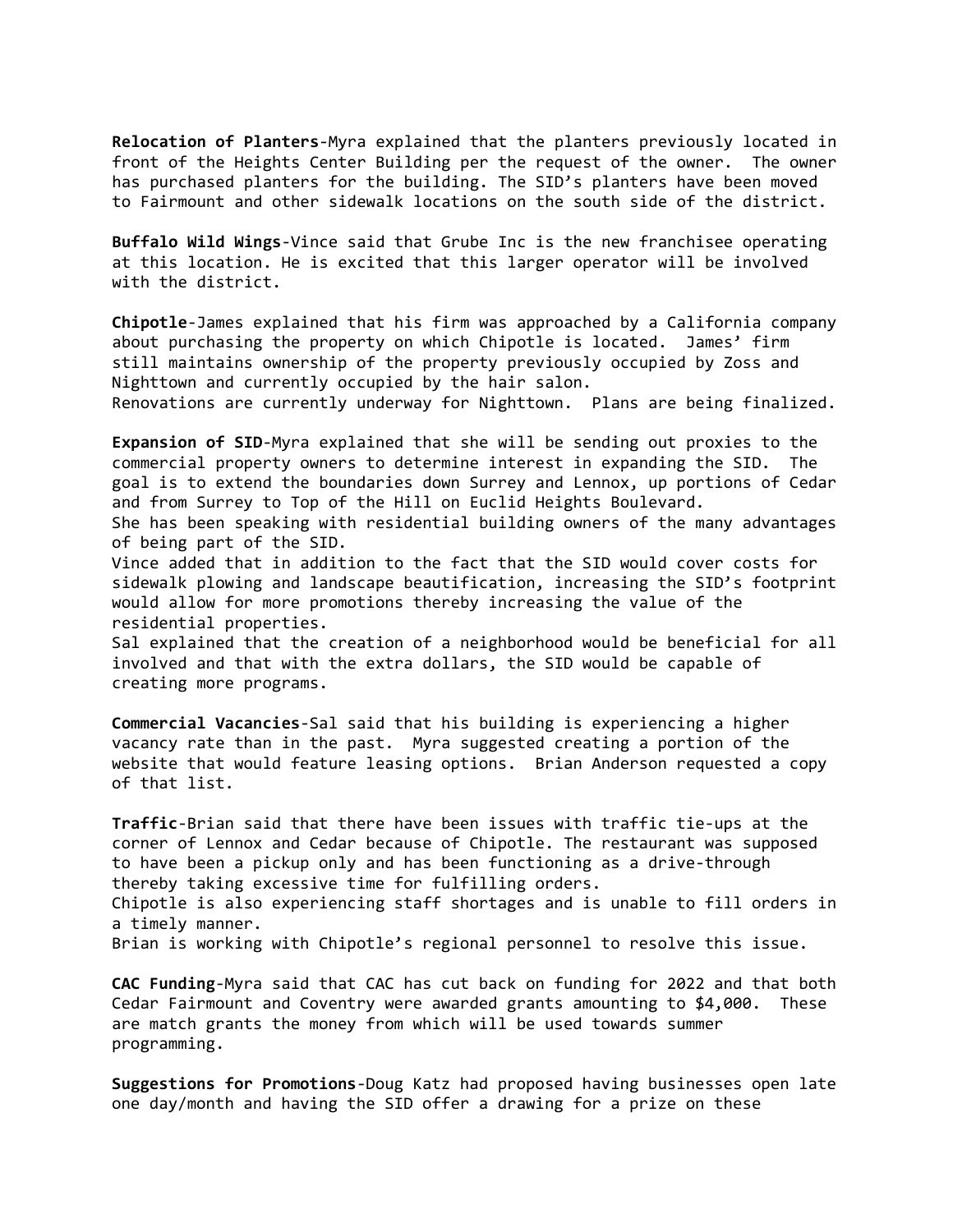**Relocation of Planters**-Myra explained that the planters previously located in front of the Heights Center Building per the request of the owner.  The owner has purchased planters for the building. The SID's planters have been moved to Fairmount and other sidewalk locations on the south side of the district.

**Buffalo Wild Wings**-Vince said that Grube Inc is the new franchisee operating at this location. He is excited that this larger operator will be involved with the district.

**Chipotle**-James explained that his firm was approached by a California company about purchasing the property on which Chipotle is located.  James' firm still maintains ownership of the property previously occupied by Zoss and Nighttown and currently occupied by the hair salon.
Renovations are currently underway for Nighttown.  Plans are being finalized.

**Expansion of SID**-Myra explained that she will be sending out proxies to the commercial property owners to determine interest in expanding the SID.  The goal is to extend the boundaries down Surrey and Lennox, up portions of Cedar and from Surrey to Top of the Hill on Euclid Heights Boulevard.
She has been speaking with residential building owners of the many advantages of being part of the SID.
Vince added that in addition to the fact that the SID would cover costs for sidewalk plowing and landscape beautification, increasing the SID's footprint would allow for more promotions thereby increasing the value of the residential properties.
Sal explained that the creation of a neighborhood would be beneficial for all involved and that with the extra dollars, the SID would be capable of creating more programs.

**Commercial Vacancies**-Sal said that his building is experiencing a higher vacancy rate than in the past.  Myra suggested creating a portion of the website that would feature leasing options.  Brian Anderson requested a copy of that list.

**Traffic**-Brian said that there have been issues with traffic tie-ups at the corner of Lennox and Cedar because of Chipotle. The restaurant was supposed to have been a pickup only and has been functioning as a drive-through thereby taking excessive time for fulfilling orders.
Chipotle is also experiencing staff shortages and is unable to fill orders in a timely manner.
Brian is working with Chipotle's regional personnel to resolve this issue.

**CAC Funding**-Myra said that CAC has cut back on funding for 2022 and that both Cedar Fairmount and Coventry were awarded grants amounting to $4,000.  These are match grants the money from which will be used towards summer programming.

**Suggestions for Promotions**-Doug Katz had proposed having businesses open late one day/month and having the SID offer a drawing for a prize on these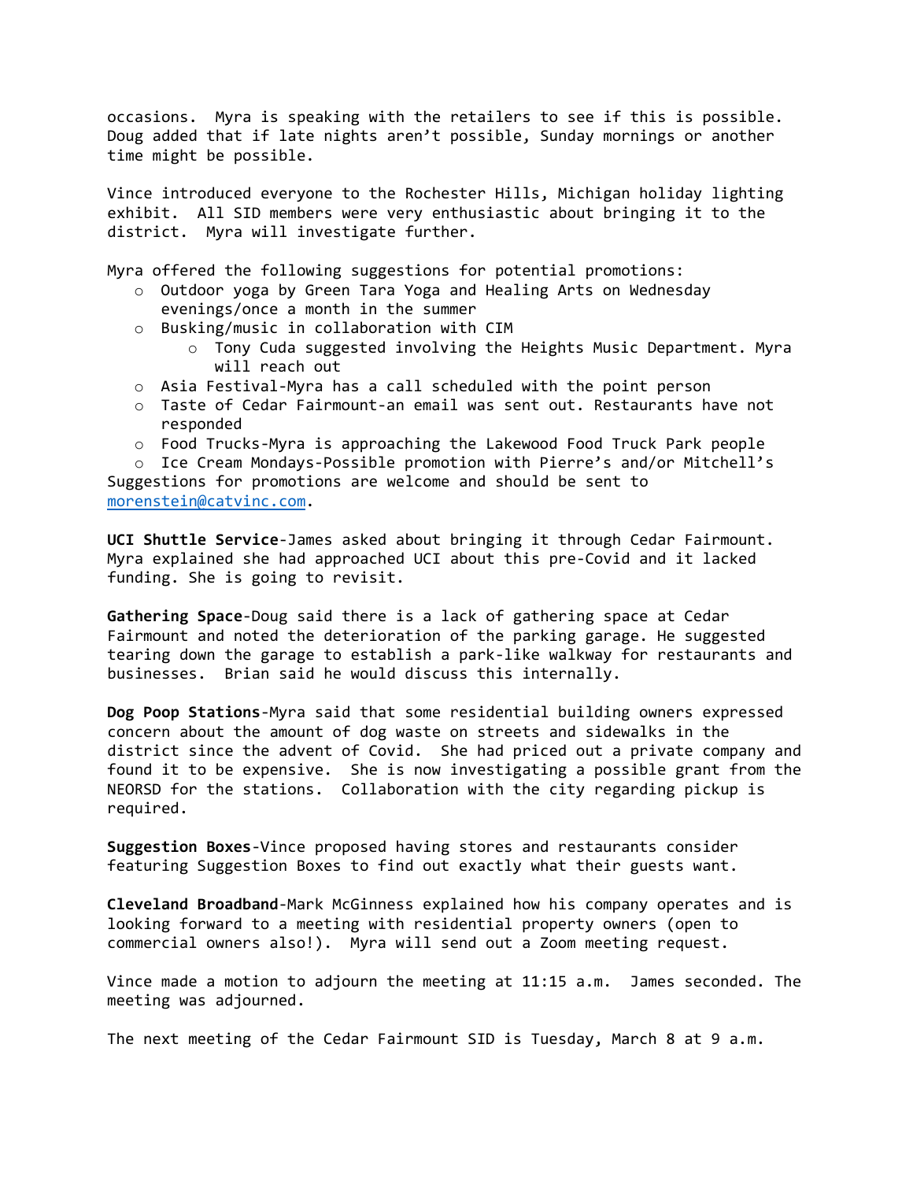occasions. Myra is speaking with the retailers to see if this is possible. Doug added that if late nights aren't possible, Sunday mornings or another time might be possible.

Vince introduced everyone to the Rochester Hills, Michigan holiday lighting exhibit. All SID members were very enthusiastic about bringing it to the district. Myra will investigate further.

Myra offered the following suggestions for potential promotions:

- Outdoor yoga by Green Tara Yoga and Healing Arts on Wednesday evenings/once a month in the summer
- Busking/music in collaboration with CIM
  - Tony Cuda suggested involving the Heights Music Department. Myra will reach out
- Asia Festival-Myra has a call scheduled with the point person
- Taste of Cedar Fairmount-an email was sent out. Restaurants have not responded
- Food Trucks-Myra is approaching the Lakewood Food Truck Park people
- Ice Cream Mondays-Possible promotion with Pierre's and/or Mitchell's

Suggestions for promotions are welcome and should be sent to morenstein@catvinc.com.

**UCI Shuttle Service**-James asked about bringing it through Cedar Fairmount. Myra explained she had approached UCI about this pre-Covid and it lacked funding. She is going to revisit.

**Gathering Space**-Doug said there is a lack of gathering space at Cedar Fairmount and noted the deterioration of the parking garage. He suggested tearing down the garage to establish a park-like walkway for restaurants and businesses. Brian said he would discuss this internally.

**Dog Poop Stations**-Myra said that some residential building owners expressed concern about the amount of dog waste on streets and sidewalks in the district since the advent of Covid. She had priced out a private company and found it to be expensive. She is now investigating a possible grant from the NEORSD for the stations. Collaboration with the city regarding pickup is required.

**Suggestion Boxes**-Vince proposed having stores and restaurants consider featuring Suggestion Boxes to find out exactly what their guests want.

**Cleveland Broadband**-Mark McGinness explained how his company operates and is looking forward to a meeting with residential property owners (open to commercial owners also!). Myra will send out a Zoom meeting request.

Vince made a motion to adjourn the meeting at 11:15 a.m. James seconded. The meeting was adjourned.

The next meeting of the Cedar Fairmount SID is Tuesday, March 8 at 9 a.m.